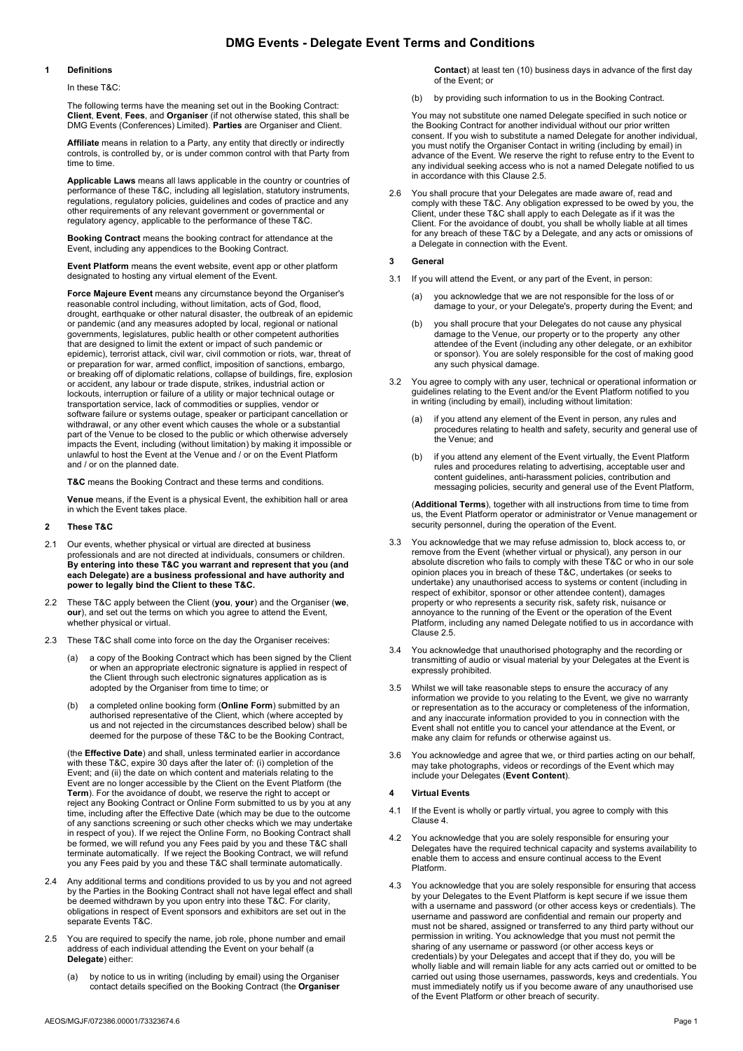# DMG Events - Delegate Event Terms and Conditions

## 1 Definitions

In these T&C:

The following terms have the meaning set out in the Booking Contract: **Client**, **Event**, **Fees**, and **Organiser** (if not otherwise stated, this shall be DMG Events (Conferences) Limited). **Parties** are Organiser and Client.

**Affiliate** means in relation to a Party, any entity that directly or indirectly controls, is controlled by, or is under common control with that Party from time to time.

**Applicable Laws** means all laws applicable in the country or countries of performance of these T&C, including all legislation, statutory instruments, regulations, regulatory policies, guidelines and codes of practice and any other requirements of any relevant government or governmental or regulatory agency, applicable to the performance of these T&C.

**Booking Contract** means the booking contract for attendance at the Event, including any appendices to the Booking Contract.

**Event Platform** means the event website, event app or other platform designated to hosting any virtual element of the Event.

**Force Majeure Event** means any circumstance beyond the Organiser's reasonable control including, without limitation, acts of God, flood, drought, earthquake or other natural disaster, the outbreak of an epidemic or pandemic (and any measures adopted by local, regional or national governments, legislatures, public health or other competent authorities that are designed to limit the extent or impact of such pandemic or epidemic), terrorist attack, civil war, civil commotion or riots, war, threat of or preparation for war, armed conflict, imposition of sanctions, embargo, or breaking off of diplomatic relations, collapse of buildings, fire, explosion or accident, any labour or trade dispute, strikes, industrial action or lockouts, interruption or failure of a utility or major technical outage or transportation service, lack of commodities or supplies, vendor or software failure or systems outage, speaker or participant cancellation or withdrawal, or any other event which causes the whole or a substantial part of the Venue to be closed to the public or which otherwise adversely impacts the Event, including (without limitation) by making it impossible or unlawful to host the Event at the Venue and / or on the Event Platform and / or on the planned date.

**T&C** means the Booking Contract and these terms and conditions.

**Venue** means, if the Event is a physical Event, the exhibition hall or area in which the Event takes place.

## 2 These T&C

2.1 Our events, whether physical or virtual are directed at business professionals and are not directed at individuals, consumers or children. **By entering into these T&C you warrant and represent that you (and each Delegate) are a business professional and have authority and power to legally bind the Client to these T&C.**

2.2 These T&C apply between the Client (**you**, **your**) and the Organiser (**we**, **our**), and set out the terms on which you agree to attend the Event, whether physical or virtual.

2.3 These T&C shall come into force on the day the Organiser receives:

(a) a copy of the Booking Contract which has been signed by the Client or when an appropriate electronic signature is applied in respect of the Client through such electronic signatures application as is adopted by the Organiser from time to time; or

(b) a completed online booking form (**Online Form**) submitted by an authorised representative of the Client, which (where accepted by us and not rejected in the circumstances described below) shall be deemed for the purpose of these T&C to be the Booking Contract,

(the **Effective Date**) and shall, unless terminated earlier in accordance with these T&C, expire 30 days after the later of: (i) completion of the Event; and (ii) the date on which content and materials relating to the Event are no longer accessible by the Client on the Event Platform (the **Term**). For the avoidance of doubt, we reserve the right to accept or reject any Booking Contract or Online Form submitted to us by you at any time, including after the Effective Date (which may be due to the outcome of any sanctions screening or such other checks which we may undertake in respect of you). If we reject the Online Form, no Booking Contract shall be formed, we will refund you any Fees paid by you and these T&C shall terminate automatically. If we reject the Booking Contract, we will refund you any Fees paid by you and these T&C shall terminate automatically.

2.4 Any additional terms and conditions provided to us by you and not agreed by the Parties in the Booking Contract shall not have legal effect and shall be deemed withdrawn by you upon entry into these T&C. For clarity, obligations in respect of Event sponsors and exhibitors are set out in the separate Events T&C.

2.5 You are required to specify the name, job role, phone number and email address of each individual attending the Event on your behalf (a **Delegate**) either:

(a) by notice to us in writing (including by email) using the Organiser contact details specified on the Booking Contract (the **Organiser Contact**) at least ten (10) business days in advance of the first day of the Event; or

(b) by providing such information to us in the Booking Contract.

You may not substitute one named Delegate specified in such notice or the Booking Contract for another individual without our prior written consent. If you wish to substitute a named Delegate for another individual, you must notify the Organiser Contact in writing (including by email) in advance of the Event. We reserve the right to refuse entry to the Event to any individual seeking access who is not a named Delegate notified to us in accordance with this Clause 2.5.

2.6 You shall procure that your Delegates are made aware of, read and comply with these T&C. Any obligation expressed to be owed by you, the Client, under these T&C shall apply to each Delegate as if it was the Client. For the avoidance of doubt, you shall be wholly liable at all times for any breach of these T&C by a Delegate, and any acts or omissions of a Delegate in connection with the Event.

## 3 General

3.1 If you will attend the Event, or any part of the Event, in person:

(a) you acknowledge that we are not responsible for the loss of or damage to your, or your Delegate's, property during the Event; and

(b) you shall procure that your Delegates do not cause any physical damage to the Venue, our property or to the property any other attendee of the Event (including any other delegate, or an exhibitor or sponsor). You are solely responsible for the cost of making good any such physical damage.

3.2 You agree to comply with any user, technical or operational information or guidelines relating to the Event and/or the Event Platform notified to you in writing (including by email), including without limitation:

(a) if you attend any element of the Event in person, any rules and procedures relating to health and safety, security and general use of the Venue; and

(b) if you attend any element of the Event virtually, the Event Platform rules and procedures relating to advertising, acceptable user and content guidelines, anti-harassment policies, contribution and messaging policies, security and general use of the Event Platform,

(**Additional Terms**), together with all instructions from time to time from us, the Event Platform operator or administrator or Venue management or security personnel, during the operation of the Event.

3.3 You acknowledge that we may refuse admission to, block access to, or remove from the Event (whether virtual or physical), any person in our absolute discretion who fails to comply with these T&C or who in our sole opinion places you in breach of these T&C, undertakes (or seeks to undertake) any unauthorised access to systems or content (including in respect of exhibitor, sponsor or other attendee content), damages property or who represents a security risk, safety risk, nuisance or annoyance to the running of the Event or the operation of the Event Platform, including any named Delegate notified to us in accordance with Clause 2.5.

3.4 You acknowledge that unauthorised photography and the recording or transmitting of audio or visual material by your Delegates at the Event is expressly prohibited.

3.5 Whilst we will take reasonable steps to ensure the accuracy of any information we provide to you relating to the Event, we give no warranty or representation as to the accuracy or completeness of the information, and any inaccurate information provided to you in connection with the Event shall not entitle you to cancel your attendance at the Event, or make any claim for refunds or otherwise against us.

3.6 You acknowledge and agree that we, or third parties acting on our behalf, may take photographs, videos or recordings of the Event which may include your Delegates (**Event Content**).

## 4 Virtual Events

4.1 If the Event is wholly or partly virtual, you agree to comply with this Clause 4.

4.2 You acknowledge that you are solely responsible for ensuring your Delegates have the required technical capacity and systems availability to enable them to access and ensure continual access to the Event Platform.

4.3 You acknowledge that you are solely responsible for ensuring that access by your Delegates to the Event Platform is kept secure if we issue them with a username and password (or other access keys or credentials). The username and password are confidential and remain our property and must not be shared, assigned or transferred to any third party without our permission in writing. You acknowledge that you must not permit the sharing of any username or password (or other access keys or credentials) by your Delegates and accept that if they do, you will be wholly liable and will remain liable for any acts carried out or omitted to be carried out using those usernames, passwords, keys and credentials. You must immediately notify us if you become aware of any unauthorised use of the Event Platform or other breach of security.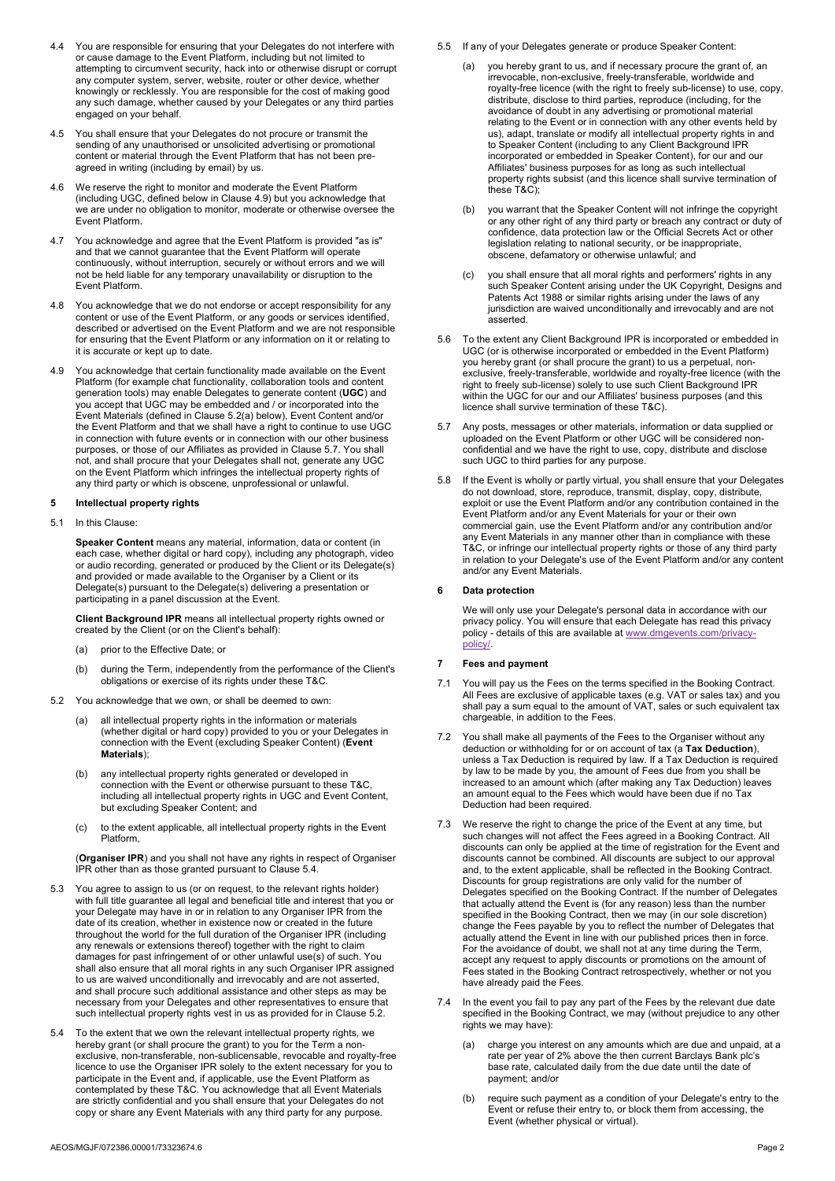4.4 You are responsible for ensuring that your Delegates do not interfere with or cause damage to the Event Platform, including but not limited to attempting to circumvent security, hack into or otherwise disrupt or corrupt any computer system, server, website, router or other device, whether knowingly or recklessly. You are responsible for the cost of making good any such damage, whether caused by your Delegates or any third parties engaged on your behalf.

4.5 You shall ensure that your Delegates do not procure or transmit the sending of any unauthorised or unsolicited advertising or promotional content or material through the Event Platform that has not been pre-agreed in writing (including by email) by us.

4.6 We reserve the right to monitor and moderate the Event Platform (including UGC, defined below in Clause 4.9) but you acknowledge that we are under no obligation to monitor, moderate or otherwise oversee the Event Platform.

4.7 You acknowledge and agree that the Event Platform is provided "as is" and that we cannot guarantee that the Event Platform will operate continuously, without interruption, securely or without errors and we will not be held liable for any temporary unavailability or disruption to the Event Platform.

4.8 You acknowledge that we do not endorse or accept responsibility for any content or use of the Event Platform, or any goods or services identified, described or advertised on the Event Platform and we are not responsible for ensuring that the Event Platform or any information on it or relating to it is accurate or kept up to date.

4.9 You acknowledge that certain functionality made available on the Event Platform (for example chat functionality, collaboration tools and content generation tools) may enable Delegates to generate content (**UGC**) and you accept that UGC may be embedded and / or incorporated into the Event Materials (defined in Clause 5.2(a) below), Event Content and/or the Event Platform and that we shall have a right to continue to use UGC in connection with future events or in connection with our other business purposes, or those of our Affiliates as provided in Clause 5.7. You shall not, and shall procure that your Delegates shall not, generate any UGC on the Event Platform which infringes the intellectual property rights of any third party or which is obscene, unprofessional or unlawful.

## 5 Intellectual property rights

5.1 In this Clause:

**Speaker Content** means any material, information, data or content (in each case, whether digital or hard copy), including any photograph, video or audio recording, generated or produced by the Client or its Delegate(s) and provided or made available to the Organiser by a Client or its Delegate(s) pursuant to the Delegate(s) delivering a presentation or participating in a panel discussion at the Event.

**Client Background IPR** means all intellectual property rights owned or created by the Client (or on the Client's behalf):

(a) prior to the Effective Date; or

(b) during the Term, independently from the performance of the Client's obligations or exercise of its rights under these T&C.

5.2 You acknowledge that we own, or shall be deemed to own:

(a) all intellectual property rights in the information or materials (whether digital or hard copy) provided to you or your Delegates in connection with the Event (excluding Speaker Content) (**Event Materials**);

(b) any intellectual property rights generated or developed in connection with the Event or otherwise pursuant to these T&C, including all intellectual property rights in UGC and Event Content, but excluding Speaker Content; and

(c) to the extent applicable, all intellectual property rights in the Event Platform,

(**Organiser IPR**) and you shall not have any rights in respect of Organiser IPR other than as those granted pursuant to Clause 5.4.

5.3 You agree to assign to us (or on request, to the relevant rights holder) with full title guarantee all legal and beneficial title and interest that you or your Delegate may have in or in relation to any Organiser IPR from the date of its creation, whether in existence now or created in the future throughout the world for the full duration of the Organiser IPR (including any renewals or extensions thereof) together with the right to claim damages for past infringement of or other unlawful use(s) of such. You shall also ensure that all moral rights in any such Organiser IPR assigned to us are waived unconditionally and irrevocably and are not asserted, and shall procure such additional assistance and other steps as may be necessary from your Delegates and other representatives to ensure that such intellectual property rights vest in us as provided for in Clause 5.2.

5.4 To the extent that we own the relevant intellectual property rights, we hereby grant (or shall procure the grant) to you for the Term a non-exclusive, non-transferable, non-sublicensable, revocable and royalty-free licence to use the Organiser IPR solely to the extent necessary for you to participate in the Event and, if applicable, use the Event Platform as contemplated by these T&C. You acknowledge that all Event Materials are strictly confidential and you shall ensure that your Delegates do not copy or share any Event Materials with any third party for any purpose.

5.5 If any of your Delegates generate or produce Speaker Content:

(a) you hereby grant to us, and if necessary procure the grant of, an irrevocable, non-exclusive, freely-transferable, worldwide and royalty-free licence (with the right to freely sub-license) to use, copy, distribute, disclose to third parties, reproduce (including, for the avoidance of doubt in any advertising or promotional material relating to the Event or in connection with any other events held by us), adapt, translate or modify all intellectual property rights in and to Speaker Content (including to any Client Background IPR incorporated or embedded in Speaker Content), for our and our Affiliates' business purposes for as long as such intellectual property rights subsist (and this licence shall survive termination of these T&C);

(b) you warrant that the Speaker Content will not infringe the copyright or any other right of any third party or breach any contract or duty of confidence, data protection law or the Official Secrets Act or other legislation relating to national security, or be inappropriate, obscene, defamatory or otherwise unlawful; and

(c) you shall ensure that all moral rights and performers' rights in any such Speaker Content arising under the UK Copyright, Designs and Patents Act 1988 or similar rights arising under the laws of any jurisdiction are waived unconditionally and irrevocably and are not asserted.

5.6 To the extent any Client Background IPR is incorporated or embedded in UGC (or is otherwise incorporated or embedded in the Event Platform) you hereby grant (or shall procure the grant) to us a perpetual, non-exclusive, freely-transferable, worldwide and royalty-free licence (with the right to freely sub-license) solely to use such Client Background IPR within the UGC for our and our Affiliates' business purposes (and this licence shall survive termination of these T&C).

5.7 Any posts, messages or other materials, information or data supplied or uploaded on the Event Platform or other UGC will be considered non-confidential and we have the right to use, copy, distribute and disclose such UGC to third parties for any purpose.

5.8 If the Event is wholly or partly virtual, you shall ensure that your Delegates do not download, store, reproduce, transmit, display, copy, distribute, exploit or use the Event Platform and/or any contribution contained in the Event Platform and/or any Event Materials for your or their own commercial gain, use the Event Platform and/or any contribution and/or any Event Materials in any manner other than in compliance with these T&C, or infringe our intellectual property rights or those of any third party in relation to your Delegate's use of the Event Platform and/or any content and/or any Event Materials.

## 6 Data protection

We will only use your Delegate's personal data in accordance with our privacy policy. You will ensure that each Delegate has read this privacy policy - details of this are available at www.dmgevents.com/privacy-policy/.

## 7 Fees and payment

7.1 You will pay us the Fees on the terms specified in the Booking Contract. All Fees are exclusive of applicable taxes (e.g. VAT or sales tax) and you shall pay a sum equal to the amount of VAT, sales or such equivalent tax chargeable, in addition to the Fees.

7.2 You shall make all payments of the Fees to the Organiser without any deduction or withholding for or on account of tax (a **Tax Deduction**), unless a Tax Deduction is required by law. If a Tax Deduction is required by law to be made by you, the amount of Fees due from you shall be increased to an amount which (after making any Tax Deduction) leaves an amount equal to the Fees which would have been due if no Tax Deduction had been required.

7.3 We reserve the right to change the price of the Event at any time, but such changes will not affect the Fees agreed in a Booking Contract. All discounts can only be applied at the time of registration for the Event and discounts cannot be combined. All discounts are subject to our approval and, to the extent applicable, shall be reflected in the Booking Contract. Discounts for group registrations are only valid for the number of Delegates specified on the Booking Contract. If the number of Delegates that actually attend the Event is (for any reason) less than the number specified in the Booking Contract, then we may (in our sole discretion) change the Fees payable by you to reflect the number of Delegates that actually attend the Event in line with our published prices then in force. For the avoidance of doubt, we shall not at any time during the Term, accept any request to apply discounts or promotions on the amount of Fees stated in the Booking Contract retrospectively, whether or not you have already paid the Fees.

7.4 In the event you fail to pay any part of the Fees by the relevant due date specified in the Booking Contract, we may (without prejudice to any other rights we may have):

(a) charge you interest on any amounts which are due and unpaid, at a rate per year of 2% above the then current Barclays Bank plc's base rate, calculated daily from the due date until the date of payment; and/or

(b) require such payment as a condition of your Delegate's entry to the Event or refuse their entry to, or block them from accessing, the Event (whether physical or virtual).

AEOS/MGJF/072386.00001/73323674.6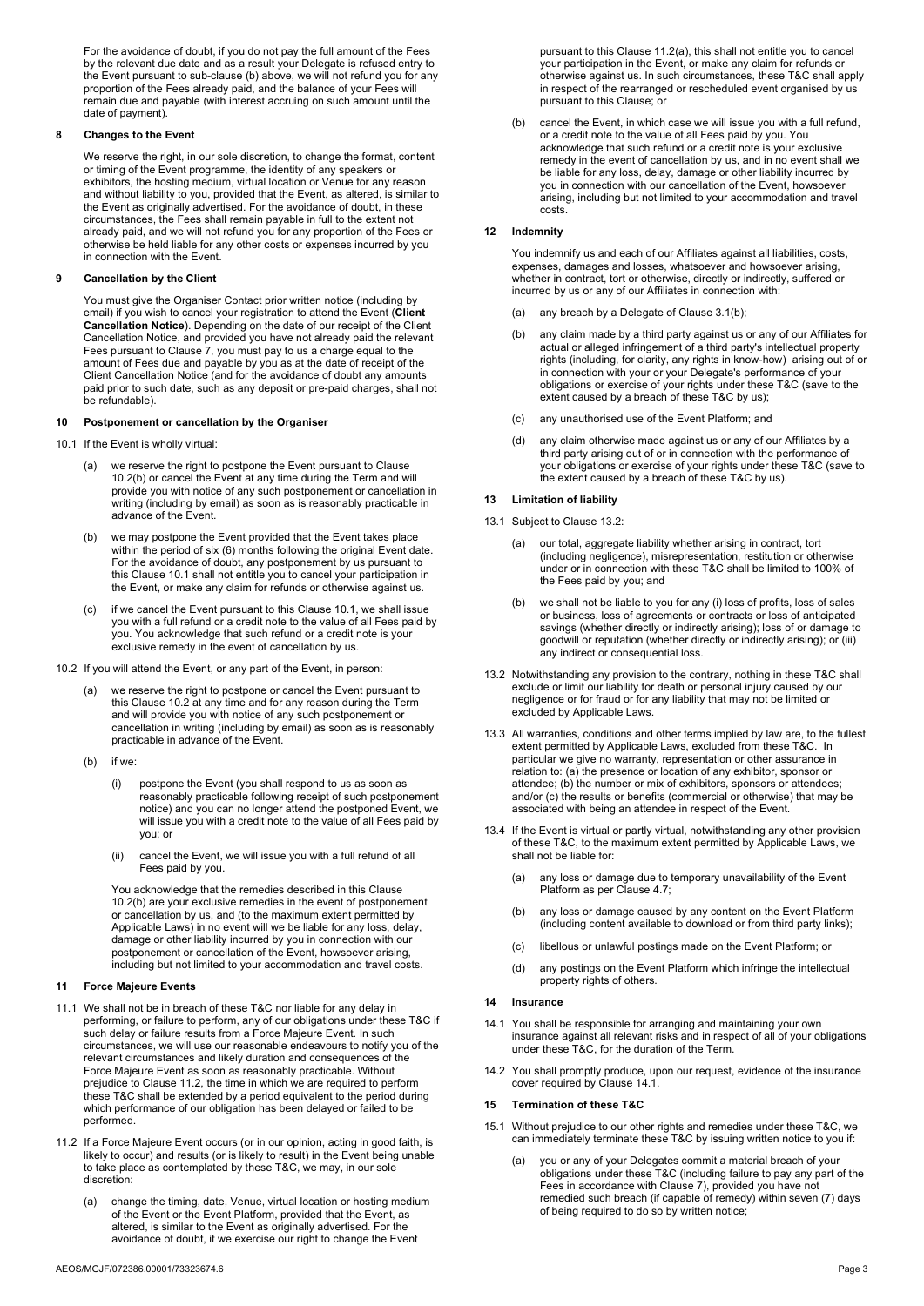For the avoidance of doubt, if you do not pay the full amount of the Fees by the relevant due date and as a result your Delegate is refused entry to the Event pursuant to sub-clause (b) above, we will not refund you for any proportion of the Fees already paid, and the balance of your Fees will remain due and payable (with interest accruing on such amount until the date of payment).

## 8 Changes to the Event

We reserve the right, in our sole discretion, to change the format, content or timing of the Event programme, the identity of any speakers or exhibitors, the hosting medium, virtual location or Venue for any reason and without liability to you, provided that the Event, as altered, is similar to the Event as originally advertised. For the avoidance of doubt, in these circumstances, the Fees shall remain payable in full to the extent not already paid, and we will not refund you for any proportion of the Fees or otherwise be held liable for any other costs or expenses incurred by you in connection with the Event.

## 9 Cancellation by the Client

You must give the Organiser Contact prior written notice (including by email) if you wish to cancel your registration to attend the Event (**Client Cancellation Notice**). Depending on the date of our receipt of the Client Cancellation Notice, and provided you have not already paid the relevant Fees pursuant to Clause 7, you must pay to us a charge equal to the amount of Fees due and payable by you as at the date of receipt of the Client Cancellation Notice (and for the avoidance of doubt any amounts paid prior to such date, such as any deposit or pre-paid charges, shall not be refundable).

## 10 Postponement or cancellation by the Organiser

10.1 If the Event is wholly virtual:

(a) we reserve the right to postpone the Event pursuant to Clause 10.2(b) or cancel the Event at any time during the Term and will provide you with notice of any such postponement or cancellation in writing (including by email) as soon as is reasonably practicable in advance of the Event.

(b) we may postpone the Event provided that the Event takes place within the period of six (6) months following the original Event date. For the avoidance of doubt, any postponement by us pursuant to this Clause 10.1 shall not entitle you to cancel your participation in the Event, or make any claim for refunds or otherwise against us.

(c) if we cancel the Event pursuant to this Clause 10.1, we shall issue you with a full refund or a credit note to the value of all Fees paid by you. You acknowledge that such refund or a credit note is your exclusive remedy in the event of cancellation by us.

10.2 If you will attend the Event, or any part of the Event, in person:

(a) we reserve the right to postpone or cancel the Event pursuant to this Clause 10.2 at any time and for any reason during the Term and will provide you with notice of any such postponement or cancellation in writing (including by email) as soon as is reasonably practicable in advance of the Event.

(b) if we:

(i) postpone the Event (you shall respond to us as soon as reasonably practicable following receipt of such postponement notice) and you can no longer attend the postponed Event, we will issue you with a credit note to the value of all Fees paid by you; or

(ii) cancel the Event, we will issue you with a full refund of all Fees paid by you.

You acknowledge that the remedies described in this Clause 10.2(b) are your exclusive remedies in the event of postponement or cancellation by us, and (to the maximum extent permitted by Applicable Laws) in no event will we be liable for any loss, delay, damage or other liability incurred by you in connection with our postponement or cancellation of the Event, howsoever arising, including but not limited to your accommodation and travel costs.

## 11 Force Majeure Events

11.1 We shall not be in breach of these T&C nor liable for any delay in performing, or failure to perform, any of our obligations under these T&C if such delay or failure results from a Force Majeure Event. In such circumstances, we will use our reasonable endeavours to notify you of the relevant circumstances and likely duration and consequences of the Force Majeure Event as soon as reasonably practicable. Without prejudice to Clause 11.2, the time in which we are required to perform these T&C shall be extended by a period equivalent to the period during which performance of our obligation has been delayed or failed to be performed.

11.2 If a Force Majeure Event occurs (or in our opinion, acting in good faith, is likely to occur) and results (or is likely to result) in the Event being unable to take place as contemplated by these T&C, we may, in our sole discretion:

(a) change the timing, date, Venue, virtual location or hosting medium of the Event or the Event Platform, provided that the Event, as altered, is similar to the Event as originally advertised. For the avoidance of doubt, if we exercise our right to change the Event pursuant to this Clause 11.2(a), this shall not entitle you to cancel your participation in the Event, or make any claim for refunds or otherwise against us. In such circumstances, these T&C shall apply in respect of the rearranged or rescheduled event organised by us pursuant to this Clause; or

(b) cancel the Event, in which case we will issue you with a full refund, or a credit note to the value of all Fees paid by you. You acknowledge that such refund or a credit note is your exclusive remedy in the event of cancellation by us, and in no event shall we be liable for any loss, delay, damage or other liability incurred by you in connection with our cancellation of the Event, howsoever arising, including but not limited to your accommodation and travel costs.

## 12 Indemnity

You indemnify us and each of our Affiliates against all liabilities, costs, expenses, damages and losses, whatsoever and howsoever arising, whether in contract, tort or otherwise, directly or indirectly, suffered or incurred by us or any of our Affiliates in connection with:

(a) any breach by a Delegate of Clause 3.1(b);

(b) any claim made by a third party against us or any of our Affiliates for actual or alleged infringement of a third party's intellectual property rights (including, for clarity, any rights in know-how) arising out of or in connection with your or your Delegate's performance of your obligations or exercise of your rights under these T&C (save to the extent caused by a breach of these T&C by us);

(c) any unauthorised use of the Event Platform; and

(d) any claim otherwise made against us or any of our Affiliates by a third party arising out of or in connection with the performance of your obligations or exercise of your rights under these T&C (save to the extent caused by a breach of these T&C by us).

## 13 Limitation of liability

13.1 Subject to Clause 13.2:

(a) our total, aggregate liability whether arising in contract, tort (including negligence), misrepresentation, restitution or otherwise under or in connection with these T&C shall be limited to 100% of the Fees paid by you; and

(b) we shall not be liable to you for any (i) loss of profits, loss of sales or business, loss of agreements or contracts or loss of anticipated savings (whether directly or indirectly arising); loss of or damage to goodwill or reputation (whether directly or indirectly arising); or (iii) any indirect or consequential loss.

13.2 Notwithstanding any provision to the contrary, nothing in these T&C shall exclude or limit our liability for death or personal injury caused by our negligence or for fraud or for any liability that may not be limited or excluded by Applicable Laws.

13.3 All warranties, conditions and other terms implied by law are, to the fullest extent permitted by Applicable Laws, excluded from these T&C. In particular we give no warranty, representation or other assurance in relation to: (a) the presence or location of any exhibitor, sponsor or attendee; (b) the number or mix of exhibitors, sponsors or attendees; and/or (c) the results or benefits (commercial or otherwise) that may be associated with being an attendee in respect of the Event.

13.4 If the Event is virtual or partly virtual, notwithstanding any other provision of these T&C, to the maximum extent permitted by Applicable Laws, we shall not be liable for:

(a) any loss or damage due to temporary unavailability of the Event Platform as per Clause 4.7;

(b) any loss or damage caused by any content on the Event Platform (including content available to download or from third party links);

(c) libellous or unlawful postings made on the Event Platform; or

(d) any postings on the Event Platform which infringe the intellectual property rights of others.

## 14 Insurance

14.1 You shall be responsible for arranging and maintaining your own insurance against all relevant risks and in respect of all of your obligations under these T&C, for the duration of the Term.

14.2 You shall promptly produce, upon our request, evidence of the insurance cover required by Clause 14.1.

## 15 Termination of these T&C

15.1 Without prejudice to our other rights and remedies under these T&C, we can immediately terminate these T&C by issuing written notice to you if:

(a) you or any of your Delegates commit a material breach of your obligations under these T&C (including failure to pay any part of the Fees in accordance with Clause 7), provided you have not remedied such breach (if capable of remedy) within seven (7) days of being required to do so by written notice;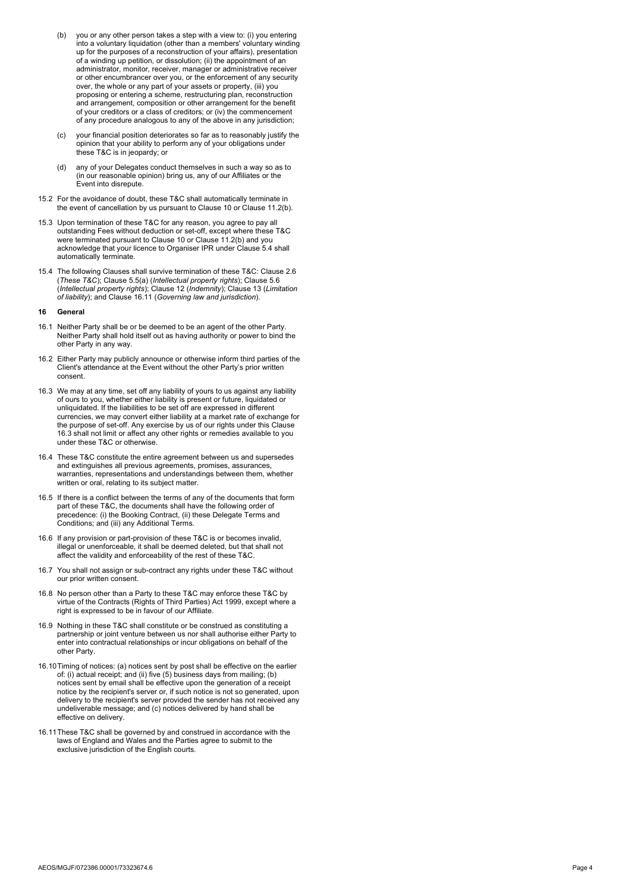(b) you or any other person takes a step with a view to: (i) you entering into a voluntary liquidation (other than a members' voluntary winding up for the purposes of a reconstruction of your affairs), presentation of a winding up petition, or dissolution; (ii) the appointment of an administrator, monitor, receiver, manager or administrative receiver or other encumbrancer over you, or the enforcement of any security over, the whole or any part of your assets or property, (iii) you proposing or entering a scheme, restructuring plan, reconstruction and arrangement, composition or other arrangement for the benefit of your creditors or a class of creditors; or (iv) the commencement of any procedure analogous to any of the above in any jurisdiction;

(c) your financial position deteriorates so far as to reasonably justify the opinion that your ability to perform any of your obligations under these T&C is in jeopardy; or

(d) any of your Delegates conduct themselves in such a way so as to (in our reasonable opinion) bring us, any of our Affiliates or the Event into disrepute.

15.2 For the avoidance of doubt, these T&C shall automatically terminate in the event of cancellation by us pursuant to Clause 10 or Clause 11.2(b).

15.3 Upon termination of these T&C for any reason, you agree to pay all outstanding Fees without deduction or set-off, except where these T&C were terminated pursuant to Clause 10 or Clause 11.2(b) and you acknowledge that your licence to Organiser IPR under Clause 5.4 shall automatically terminate.

15.4 The following Clauses shall survive termination of these T&C: Clause 2.6 (*These T&C*); Clause 5.5(a) (*Intellectual property rights*); Clause 5.6 (*Intellectual property rights*); Clause 12 (*Indemnity*); Clause 13 (*Limitation of liability*); and Clause 16.11 (*Governing law and jurisdiction*).

## 16 General

16.1 Neither Party shall be or be deemed to be an agent of the other Party. Neither Party shall hold itself out as having authority or power to bind the other Party in any way.

16.2 Either Party may publicly announce or otherwise inform third parties of the Client's attendance at the Event without the other Party's prior written consent.

16.3 We may at any time, set off any liability of yours to us against any liability of ours to you, whether either liability is present or future, liquidated or unliquidated. If the liabilities to be set off are expressed in different currencies, we may convert either liability at a market rate of exchange for the purpose of set-off. Any exercise by us of our rights under this Clause 16.3 shall not limit or affect any other rights or remedies available to you under these T&C or otherwise.

16.4 These T&C constitute the entire agreement between us and supersedes and extinguishes all previous agreements, promises, assurances, warranties, representations and understandings between them, whether written or oral, relating to its subject matter.

16.5 If there is a conflict between the terms of any of the documents that form part of these T&C, the documents shall have the following order of precedence: (i) the Booking Contract, (ii) these Delegate Terms and Conditions; and (iii) any Additional Terms.

16.6 If any provision or part-provision of these T&C is or becomes invalid, illegal or unenforceable, it shall be deemed deleted, but that shall not affect the validity and enforceability of the rest of these T&C.

16.7 You shall not assign or sub-contract any rights under these T&C without our prior written consent.

16.8 No person other than a Party to these T&C may enforce these T&C by virtue of the Contracts (Rights of Third Parties) Act 1999, except where a right is expressed to be in favour of our Affiliate.

16.9 Nothing in these T&C shall constitute or be construed as constituting a partnership or joint venture between us nor shall authorise either Party to enter into contractual relationships or incur obligations on behalf of the other Party.

16.10 Timing of notices: (a) notices sent by post shall be effective on the earlier of: (i) actual receipt; and (ii) five (5) business days from mailing; (b) notices sent by email shall be effective upon the generation of a receipt notice by the recipient's server or, if such notice is not so generated, upon delivery to the recipient's server provided the sender has not received any undeliverable message; and (c) notices delivered by hand shall be effective on delivery.

16.11 These T&C shall be governed by and construed in accordance with the laws of England and Wales and the Parties agree to submit to the exclusive jurisdiction of the English courts.

AEOS/MGJF/072386.00001/73323674.6